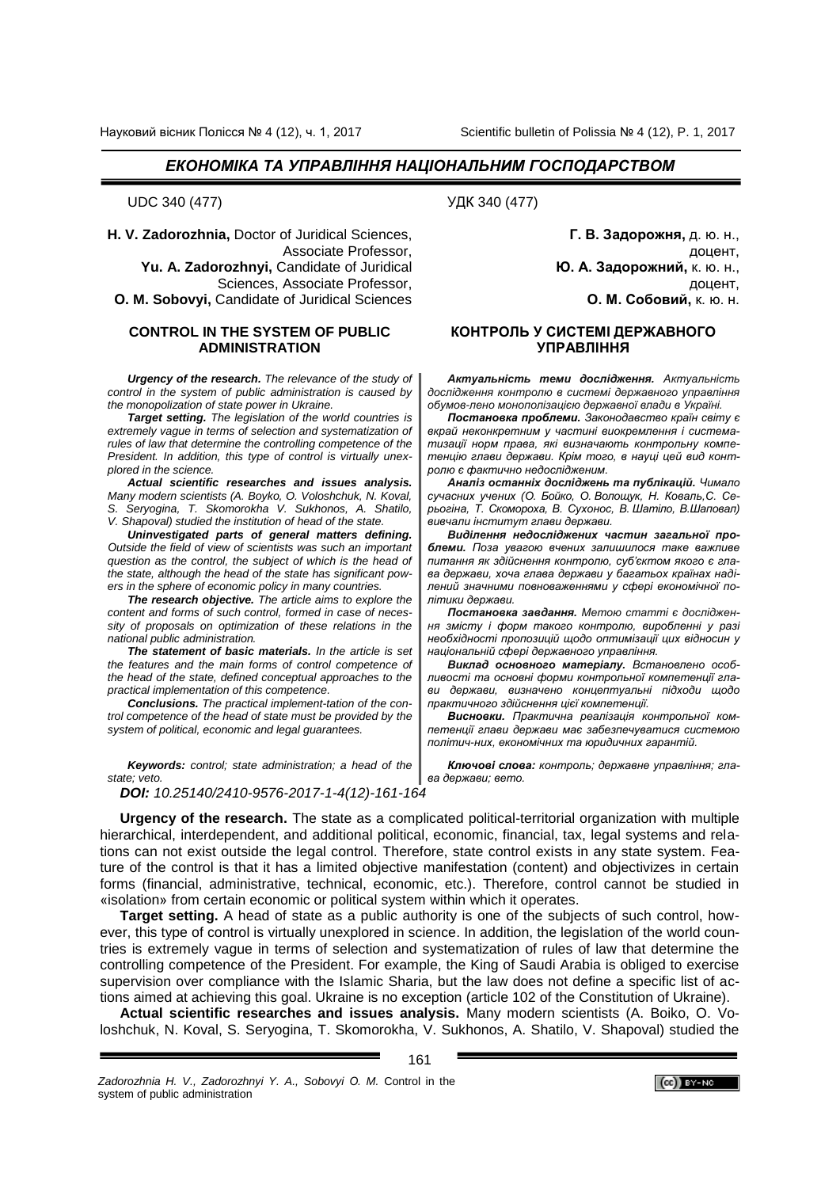## ЕКОНОМІКА ТА УПРАВЛІННЯ НАЦІОНАЛЬНИМ ГОСПОДАРСТВОМ

UDC 340 (477)

**H. V. Zadorozhnia,** Doctor of Juridical Sciences, Associate Professor,
**Yu. A. Zadorozhnyi,** Candidate of Juridical Sciences, Associate Professor,
**O. M. Sobovyi,** Candidate of Juridical Sciences

### CONTROL IN THE SYSTEM OF PUBLIC ADMINISTRATION

***Urgency of the research.*** *The relevance of the study of control in the system of public administration is caused by the monopolization of state power in Ukraine.*

***Target setting.*** *The legislation of the world countries is extremely vague in terms of selection and systematization of rules of law that determine the controlling competence of the President. In addition, this type of control is virtually unexplored in the science.*

***Actual scientific researches and issues analysis.*** *Many modern scientists (A. Boyko, O. Voloshchuk, N. Koval, S. Seryogina, T. Skomorokha V. Sukhonos, A. Shatilo, V. Shapoval) studied the institution of head of the state.*

***Uninvestigated parts of general matters defining.*** *Outside the field of view of scientists was such an important question as the control, the subject of which is the head of the state, although the head of the state has significant powers in the sphere of economic policy in many countries.*

***The research objective.*** *The article aims to explore the content and forms of such control, formed in case of necessity of proposals on optimization of these relations in the national public administration.*

***The statement of basic materials.*** *In the article is set the features and the main forms of control competence of the head of the state, defined conceptual approaches to the practical implementation of this competence.*

***Conclusions.*** *The practical implement-tation of the control competence of the head of state must be provided by the system of political, economic and legal guarantees.*

***Keywords:*** *control; state administration; a head of the state; veto.*

УДК 340 (477)

**Г. В. Задорожня,** д. ю. н., доцент,
**Ю. А. Задорожний,** к. ю. н., доцент,
**О. М. Собовий,** к. ю. н.

### КОНТРОЛЬ У СИСТЕМІ ДЕРЖАВНОГО УПРАВЛІННЯ

***Актуальність теми дослідження.*** *Актуальність дослідження контролю в системі державного управління обумов-лено монополізацією державної влади в Україні.*

***Постановка проблеми.*** *Законодавство країн світу є вкрай неконкретним у частині виокремлення і систематизації норм права, які визначають контрольну компетенцію глави держави. Крім того, в науці цей вид контролю є фактично недослідженим.*

***Аналіз останніх досліджень та публікацій.*** *Чимало сучасних учених (О. Бойко, О. Волощук, Н. Коваль, С. Серьогіна, Т. Скоморох, В. Сухонос, В. Шатіло, В.Шаповал) вивчали інститут глави держави.*

***Виділення недосліджених частин загальної проблеми.*** *Поза увагою вчених залишилося таке важливе питання як здійснення контролю, суб'єктом якого є глава держави, хоча глава держави у багатьох країнах наділений значними повноваженнями у сфері економічної політики держави.*

***Постановка завдання.*** *Метою статті є дослідження змісту і форм такого контролю, виробленні у разі необхідності пропозицій щодо оптимізації цих відносин у національній сфері державного управління.*

***Виклад основного матеріалу.*** *Встановлено особливості та основні форми контрольної компетенції глави держави, визначено концептуальні підходи щодо практичного здійснення цієї компетенції.*

***Висновки.*** *Практична реалізація контрольної компетенції глави держави має забезпечуватися системою політич-них, економічних та юридичних гарантій.*

***Ключові слова:*** *контроль; державне управління; глава держави; вето.*

***DOI:*** *10.25140/2410-9576-2017-1-4(12)-161-164*

**Urgency of the research.** The state as a complicated political-territorial organization with multiple hierarchical, interdependent, and additional political, economic, financial, tax, legal systems and relations can not exist outside the legal control. Therefore, state control exists in any state system. Feature of the control is that it has a limited objective manifestation (content) and objectivizes in certain forms (financial, administrative, technical, economic, etc.). Therefore, control cannot be studied in «isolation» from certain economic or political system within which it operates.

**Target setting.** A head of state as a public authority is one of the subjects of such control, however, this type of control is virtually unexplored in science. In addition, the legislation of the world countries is extremely vague in terms of selection and systematization of rules of law that determine the controlling competence of the President. For example, the King of Saudi Arabia is obliged to exercise supervision over compliance with the Islamic Sharia, but the law does not define a specific list of actions aimed at achieving this goal. Ukraine is no exception (article 102 of the Constitution of Ukraine).

**Actual scientific researches and issues analysis.** Many modern scientists (A. Boiko, O. Voloshchuk, N. Koval, S. Seryogina, T. Skomorokha, V. Sukhonos, A. Shatilo, V. Shapoval) studied the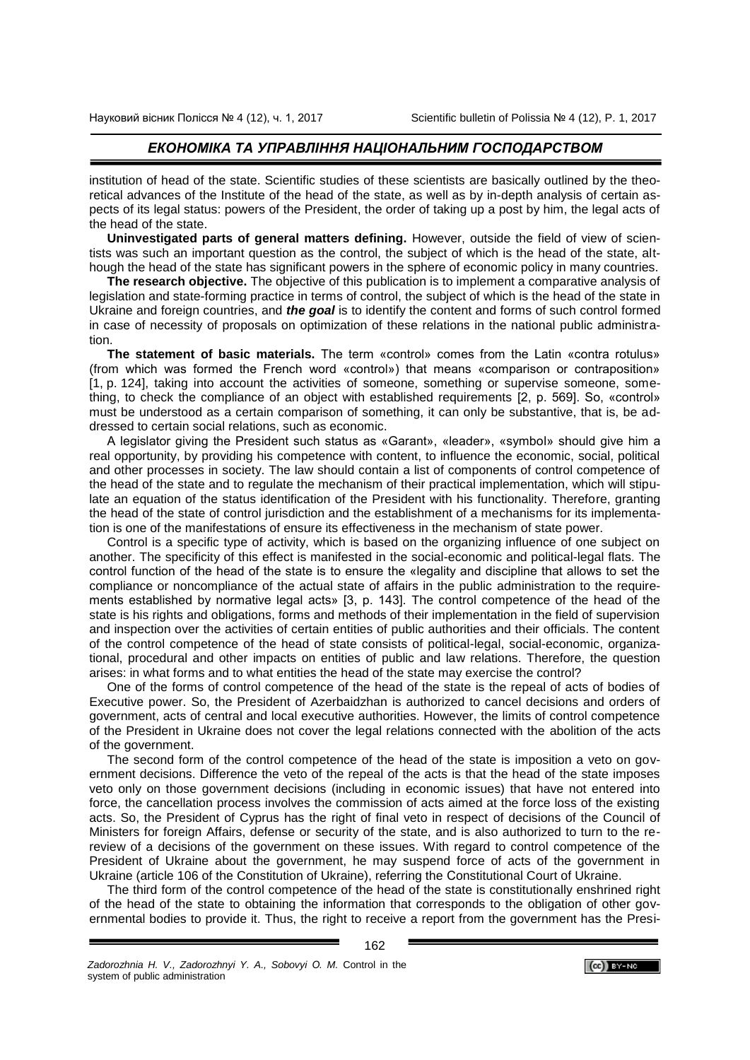institution of head of the state. Scientific studies of these scientists are basically outlined by the theoretical advances of the Institute of the head of the state, as well as by in-depth analysis of certain aspects of its legal status: powers of the President, the order of taking up a post by him, the legal acts of the head of the state.

**Uninvestigated parts of general matters defining.** However, outside the field of view of scientists was such an important question as the control, the subject of which is the head of the state, although the head of the state has significant powers in the sphere of economic policy in many countries.

**The research objective.** The objective of this publication is to implement a comparative analysis of legislation and state-forming practice in terms of control, the subject of which is the head of the state in Ukraine and foreign countries, and ***the goal*** is to identify the content and forms of such control formed in case of necessity of proposals on optimization of these relations in the national public administration.

**The statement of basic materials.** The term «control» comes from the Latin «contra rotulus» (from which was formed the French word «control») that means «comparison or contraposition» [1, p. 124], taking into account the activities of someone, something or supervise someone, something, to check the compliance of an object with established requirements [2, p. 569]. So, «control» must be understood as a certain comparison of something, it can only be substantive, that is, be addressed to certain social relations, such as economic.

A legislator giving the President such status as «Garant», «leader», «symbol» should give him a real opportunity, by providing his competence with content, to influence the economic, social, political and other processes in society. The law should contain a list of components of control competence of the head of the state and to regulate the mechanism of their practical implementation, which will stipulate an equation of the status identification of the President with his functionality. Therefore, granting the head of the state of control jurisdiction and the establishment of a mechanisms for its implementation is one of the manifestations of ensure its effectiveness in the mechanism of state power.

Control is a specific type of activity, which is based on the organizing influence of one subject on another. The specificity of this effect is manifested in the social-economic and political-legal flats. The control function of the head of the state is to ensure the «legality and discipline that allows to set the compliance or noncompliance of the actual state of affairs in the public administration to the requirements established by normative legal acts» [3, p. 143]. The control competence of the head of the state is his rights and obligations, forms and methods of their implementation in the field of supervision and inspection over the activities of certain entities of public authorities and their officials. The content of the control competence of the head of state consists of political-legal, social-economic, organizational, procedural and other impacts on entities of public and law relations. Therefore, the question arises: in what forms and to what entities the head of the state may exercise the control?

One of the forms of control competence of the head of the state is the repeal of acts of bodies of Executive power. So, the President of Azerbaidzhan is authorized to cancel decisions and orders of government, acts of central and local executive authorities. However, the limits of control competence of the President in Ukraine does not cover the legal relations connected with the abolition of the acts of the government.

The second form of the control competence of the head of the state is imposition a veto on government decisions. Difference the veto of the repeal of the acts is that the head of the state imposes veto only on those government decisions (including in economic issues) that have not entered into force, the cancellation process involves the commission of acts aimed at the force loss of the existing acts. So, the President of Cyprus has the right of final veto in respect of decisions of the Council of Ministers for foreign Affairs, defense or security of the state, and is also authorized to turn to the re-review of a decisions of the government on these issues. With regard to control competence of the President of Ukraine about the government, he may suspend force of acts of the government in Ukraine (article 106 of the Constitution of Ukraine), referring the Constitutional Court of Ukraine.

The third form of the control competence of the head of the state is constitutionally enshrined right of the head of the state to obtaining the information that corresponds to the obligation of other governmental bodies to provide it. Thus, the right to receive a report from the government has the Presi-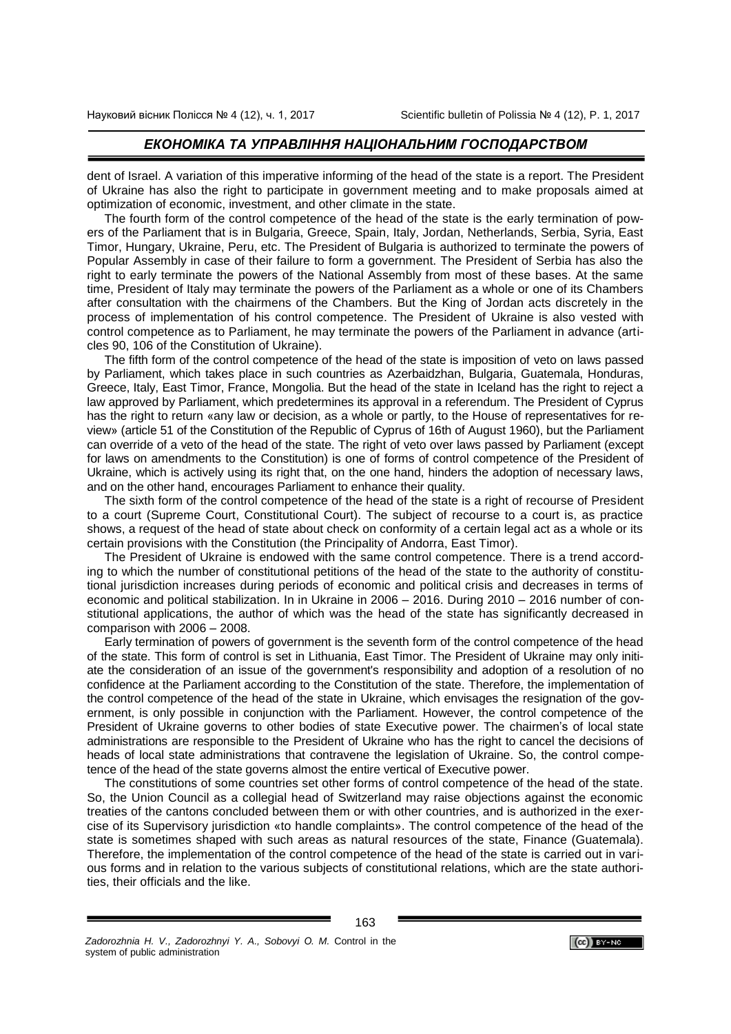dent of Israel. A variation of this imperative informing of the head of the state is a report. The President of Ukraine has also the right to participate in government meeting and to make proposals aimed at optimization of economic, investment, and other climate in the state.

The fourth form of the control competence of the head of the state is the early termination of powers of the Parliament that is in Bulgaria, Greece, Spain, Italy, Jordan, Netherlands, Serbia, Syria, East Timor, Hungary, Ukraine, Peru, etc. The President of Bulgaria is authorized to terminate the powers of Popular Assembly in case of their failure to form a government. The President of Serbia has also the right to early terminate the powers of the National Assembly from most of these bases. At the same time, President of Italy may terminate the powers of the Parliament as a whole or one of its Chambers after consultation with the chairmens of the Chambers. But the King of Jordan acts discretely in the process of implementation of his control competence. The President of Ukraine is also vested with control competence as to Parliament, he may terminate the powers of the Parliament in advance (articles 90, 106 of the Constitution of Ukraine).

The fifth form of the control competence of the head of the state is imposition of veto on laws passed by Parliament, which takes place in such countries as Azerbaidzhan, Bulgaria, Guatemala, Honduras, Greece, Italy, East Timor, France, Mongolia. But the head of the state in Iceland has the right to reject a law approved by Parliament, which predetermines its approval in a referendum. The President of Cyprus has the right to return «any law or decision, as a whole or partly, to the House of representatives for review» (article 51 of the Constitution of the Republic of Cyprus of 16th of August 1960), but the Parliament can override of a veto of the head of the state. The right of veto over laws passed by Parliament (except for laws on amendments to the Constitution) is one of forms of control competence of the President of Ukraine, which is actively using its right that, on the one hand, hinders the adoption of necessary laws, and on the other hand, encourages Parliament to enhance their quality.

The sixth form of the control competence of the head of the state is a right of recourse of President to a court (Supreme Court, Constitutional Court). The subject of recourse to a court is, as practice shows, a request of the head of state about check on conformity of a certain legal act as a whole or its certain provisions with the Constitution (the Principality of Andorra, East Timor).

The President of Ukraine is endowed with the same control competence. There is a trend according to which the number of constitutional petitions of the head of the state to the authority of constitutional jurisdiction increases during periods of economic and political crisis and decreases in terms of economic and political stabilization. In in Ukraine in 2006 – 2016. During 2010 – 2016 number of constitutional applications, the author of which was the head of the state has significantly decreased in comparison with 2006 – 2008.

Early termination of powers of government is the seventh form of the control competence of the head of the state. This form of control is set in Lithuania, East Timor. The President of Ukraine may only initiate the consideration of an issue of the government's responsibility and adoption of a resolution of no confidence at the Parliament according to the Constitution of the state. Therefore, the implementation of the control competence of the head of the state in Ukraine, which envisages the resignation of the government, is only possible in conjunction with the Parliament. However, the control competence of the President of Ukraine governs to other bodies of state Executive power. The chairmen's of local state administrations are responsible to the President of Ukraine who has the right to cancel the decisions of heads of local state administrations that contravene the legislation of Ukraine. So, the control competence of the head of the state governs almost the entire vertical of Executive power.

The constitutions of some countries set other forms of control competence of the head of the state. So, the Union Council as a collegial head of Switzerland may raise objections against the economic treaties of the cantons concluded between them or with other countries, and is authorized in the exercise of its Supervisory jurisdiction «to handle complaints». The control competence of the head of the state is sometimes shaped with such areas as natural resources of the state, Finance (Guatemala). Therefore, the implementation of the control competence of the head of the state is carried out in various forms and in relation to the various subjects of constitutional relations, which are the state authorities, their officials and the like.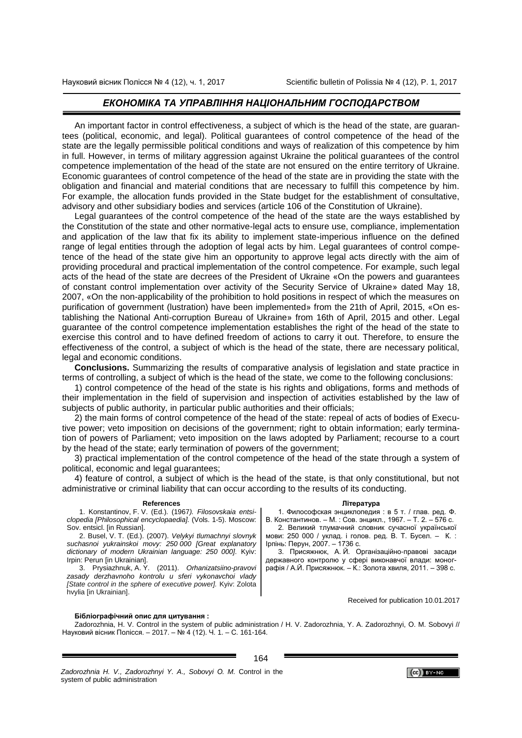## ЕКОНОМІКА ТА УПРАВЛІННЯ НАЦІОНАЛЬНИМ ГОСПОДАРСТВОМ

An important factor in control effectiveness, a subject of which is the head of the state, are guarantees (political, economic, and legal). Political guarantees of control competence of the head of the state are the legally permissible political conditions and ways of realization of this competence by him in full. However, in terms of military aggression against Ukraine the political guarantees of the control competence implementation of the head of the state are not ensured on the entire territory of Ukraine. Economic guarantees of control competence of the head of the state are in providing the state with the obligation and financial and material conditions that are necessary to fulfill this competence by him. For example, the allocation funds provided in the State budget for the establishment of consultative, advisory and other subsidiary bodies and services (article 106 of the Constitution of Ukraine).

Legal guarantees of the control competence of the head of the state are the ways established by the Constitution of the state and other normative-legal acts to ensure use, compliance, implementation and application of the law that fix its ability to implement state-imperious influence on the defined range of legal entities through the adoption of legal acts by him. Legal guarantees of control competence of the head of the state give him an opportunity to approve legal acts directly with the aim of providing procedural and practical implementation of the control competence. For example, such legal acts of the head of the state are decrees of the President of Ukraine «On the powers and guarantees of constant control implementation over activity of the Security Service of Ukraine» dated May 18, 2007, «On the non-applicability of the prohibition to hold positions in respect of which the measures on purification of government (lustration) have been implemented» from the 21th of April, 2015, «On establishing the National Anti-corruption Bureau of Ukraine» from 16th of April, 2015 and other. Legal guarantee of the control competence implementation establishes the right of the head of the state to exercise this control and to have defined freedom of actions to carry it out. Therefore, to ensure the effectiveness of the control, a subject of which is the head of the state, there are necessary political, legal and economic conditions.

**Conclusions.** Summarizing the results of comparative analysis of legislation and state practice in terms of controlling, a subject of which is the head of the state, we come to the following conclusions:

1) control competence of the head of the state is his rights and obligations, forms and methods of their implementation in the field of supervision and inspection of activities established by the law of subjects of public authority, in particular public authorities and their officials;

2) the main forms of control competence of the head of the state: repeal of acts of bodies of Executive power; veto imposition on decisions of the government; right to obtain information; early termination of powers of Parliament; veto imposition on the laws adopted by Parliament; recourse to a court by the head of the state; early termination of powers of the government;

3) practical implementation of the control competence of the head of the state through a system of political, economic and legal guarantees;

4) feature of control, a subject of which is the head of the state, is that only constitutional, but not administrative or criminal liability that can occur according to the results of its conducting.

### References

1. Konstantinov, F. V. (Ed.). (1967). *Filosovskaia entsiclopedia [Philosophical encyclopaedia].* (Vols. 1-5). Moscow: Sov. entsicl. [in Russian].
2. Busel, V. T. (Ed.). (2007). *Velykyi tlumachnyi slovnyk suchasnoi yukrainskoi movy: 250 000 [Great explanatory dictionary of modern Ukrainian language: 250 000].* Kyiv: Irpin: Perun [in Ukrainian].
3. Prysiazhnuk, A. Y. (2011). *Orhanizatsiino-pravovi zasady derzhavnoho kontrolu u sferi vykonavchoi vlady [State control in the sphere of executive power].* Kyiv: Zolota hvylia [in Ukrainian].

### Література

1. Философская энциклопедия : в 5 т. / глав. ред. Ф. В. Константинов. – М. : Сов. энцикл., 1967. – Т. 2. – 576 с.
2. Великий тлумачний словник сучасної української мови: 250 000 / уклад. і голов. ред. В. Т. Бусел. – К. : Ірпінь: Перун, 2007. – 1736 с.
3. Присяжнюк, А. Й. Організаційно-правові засади державного контролю у сфері виконавчої влади: монографія / А.Й. Присяжнюк. – К.: Золота хвиля, 2011. – 398 с.

Received for publication 10.01.2017

**Бібліографічний опис для цитування :**

Zadorozhnia, H. V. Control in the system of public administration / H. V. Zadorozhnia, Y. A. Zadorozhnyi, O. M. Sobovyi // Науковий вісник Полісся. – 2017. – № 4 (12). Ч. 1. – С. 161-164.